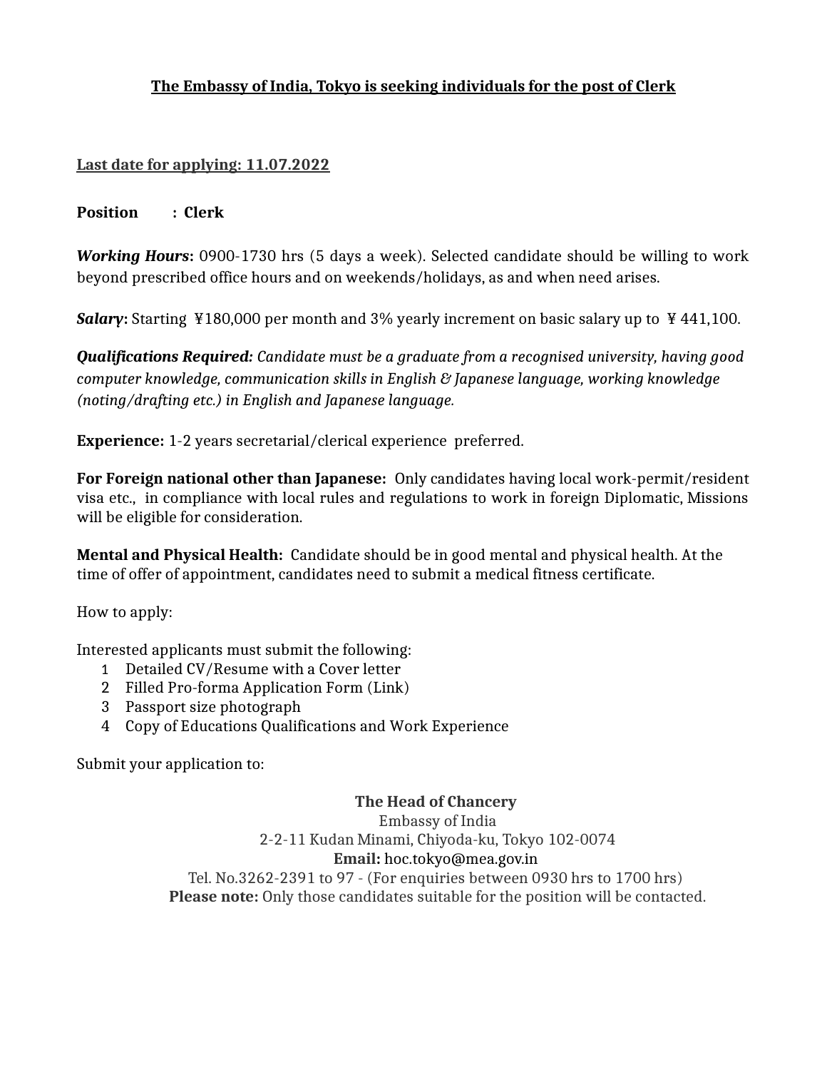**The Embassy of India, Tokyo is seeking individuals for the post of Clerk**

**Last date for applying: 11.07.2022**

**Position : Clerk**

***Working Hours*:** 0900-1730 hrs (5 days a week). Selected candidate should be willing to work beyond prescribed office hours and on weekends/holidays, as and when need arises.

***Salary*:** Starting ¥180,000 per month and 3% yearly increment on basic salary up to ¥ 441,100.

***Qualifications Required:*** *Candidate must be a graduate from a recognised university, having good computer knowledge, communication skills in English & Japanese language, working knowledge (noting/drafting etc.) in English and Japanese language.*

**Experience:** 1-2 years secretarial/clerical experience preferred.

**For Foreign national other than Japanese:** Only candidates having local work-permit/resident visa etc., in compliance with local rules and regulations to work in foreign Diplomatic, Missions will be eligible for consideration.

**Mental and Physical Health:** Candidate should be in good mental and physical health. At the time of offer of appointment, candidates need to submit a medical fitness certificate.

How to apply:

Interested applicants must submit the following:

1. Detailed CV/Resume with a Cover letter
2. Filled Pro-forma Application Form (Link)
3. Passport size photograph
4. Copy of Educations Qualifications and Work Experience

Submit your application to:

**The Head of Chancery**
Embassy of India
2-2-11 Kudan Minami, Chiyoda-ku, Tokyo 102-0074
**Email:** hoc.tokyo@mea.gov.in
Tel. No.3262-2391 to 97 - (For enquiries between 0930 hrs to 1700 hrs)
**Please note:** Only those candidates suitable for the position will be contacted.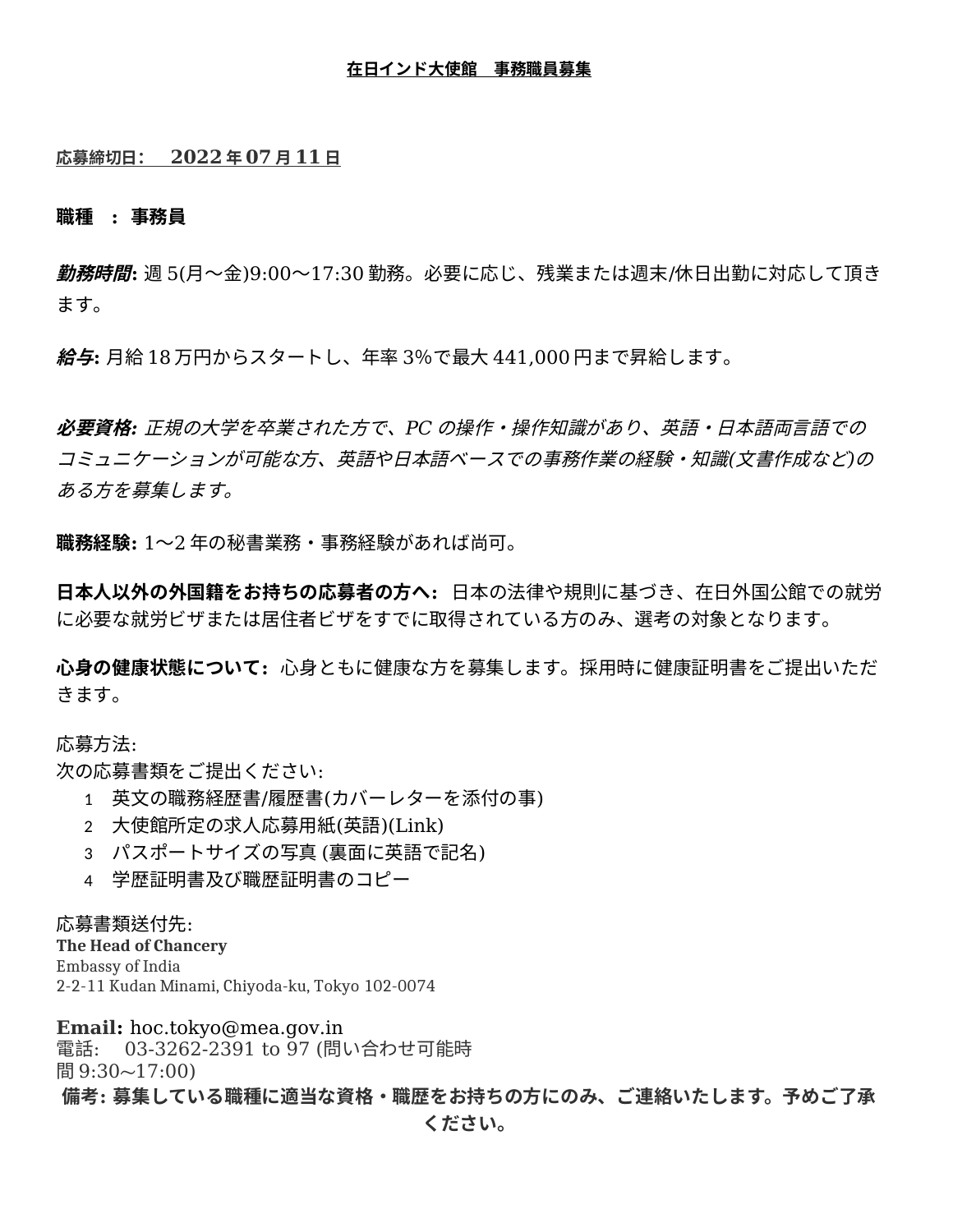# 在日インド大使館　事務職員募集

応募締切日:　**2022年07月11日**

**職種　:　事務員**

***勤務時間:*** 週5(月〜金)9:00〜17:30勤務。必要に応じ、残業または週末/休日出勤に対応して頂きます。

***給与:*** 月給18万円からスタートし、年率3%で最大441,000円まで昇給します。

***必要資格:*** *正規の大学を卒業された方で、PCの操作・操作知識があり、英語・日本語両言語でのコミュニケーションが可能な方、英語や日本語ベースでの事務作業の経験・知識(文書作成など)のある方を募集します。*

**職務経験:** 1〜2年の秘書業務・事務経験があれば尚可。

**日本人以外の外国籍をお持ちの応募者の方へ:** 日本の法律や規則に基づき、在日外国公館での就労に必要な就労ビザまたは居住者ビザをすでに取得されている方のみ、選考の対象となります。

**心身の健康状態について:** 心身ともに健康な方を募集します。採用時に健康証明書をご提出いただきます。

応募方法:
次の応募書類をご提出ください:

1. 英文の職務経歴書/履歴書(カバーレターを添付の事)
2. 大使館所定の求人応募用紙(英語)(Link)
3. パスポートサイズの写真 (裏面に英語で記名)
4. 学歴証明書及び職歴証明書のコピー

応募書類送付先:
**The Head of Chancery**
Embassy of India
2-2-11 Kudan Minami, Chiyoda-ku, Tokyo 102-0074

**Email:** hoc.tokyo@mea.gov.in
電話:　03-3262-2391 to 97 (問い合わせ可能時間9:30〜17:00)

**備考: 募集している職種に適当な資格・職歴をお持ちの方にのみ、ご連絡いたします。予めご了承ください。**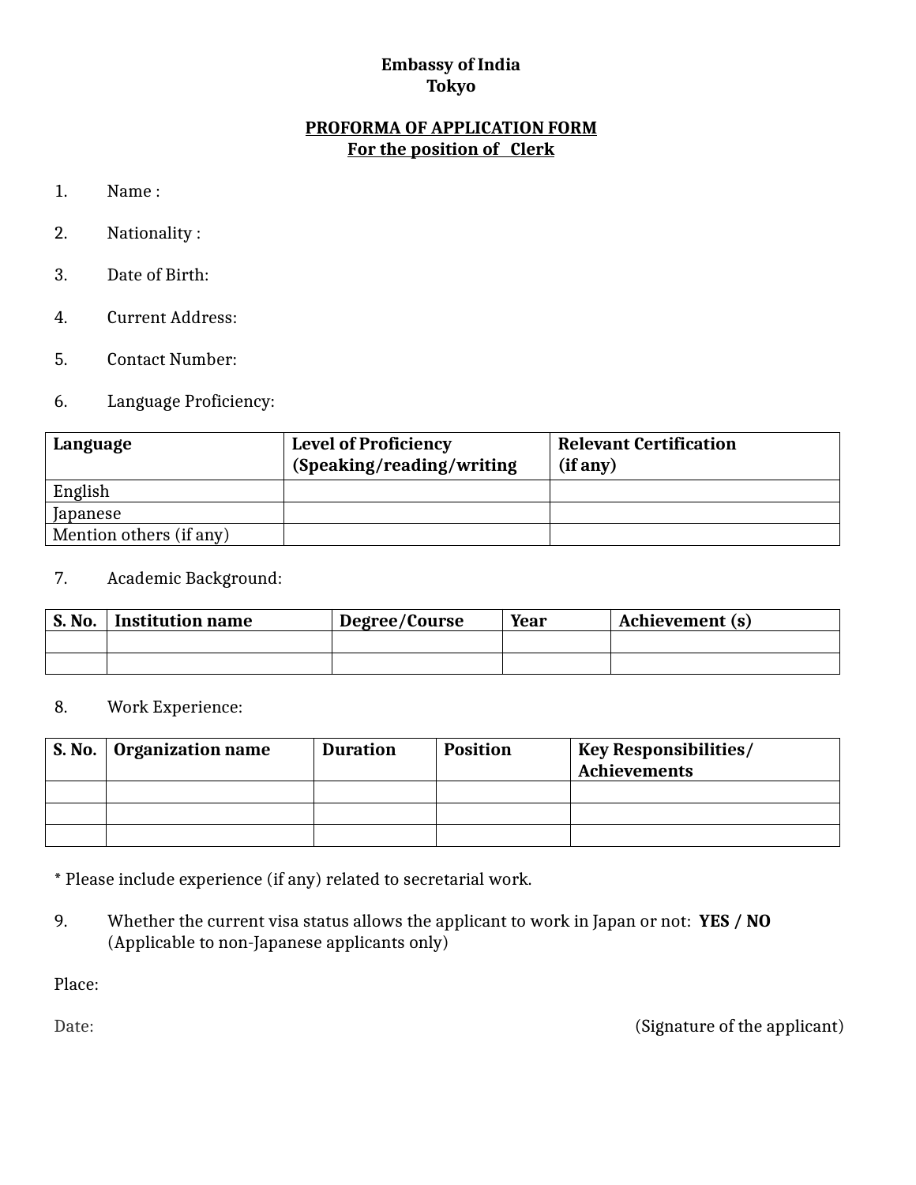**Embassy of India**
**Tokyo**

**PROFORMA OF APPLICATION FORM**
**For the position of Clerk**

1. Name :

2. Nationality :

3. Date of Birth:

4. Current Address:

5. Contact Number:

6. Language Proficiency:

| **Language** | **Level of Proficiency (Speaking/reading/writing** | **Relevant Certification (if any)** |
|---|---|---|
| English | | |
| Japanese | | |
| Mention others (if any) | | |

7. Academic Background:

| **S. No.** | **Institution name** | **Degree/Course** | **Year** | **Achievement (s)** |
|---|---|---|---|---|
| | | | | |
| | | | | |

8. Work Experience:

| **S. No.** | **Organization name** | **Duration** | **Position** | **Key Responsibilities/ Achievements** |
|---|---|---|---|---|
| | | | | |
| | | | | |
| | | | | |

* Please include experience (if any) related to secretarial work.

9. Whether the current visa status allows the applicant to work in Japan or not: **YES / NO**
(Applicable to non-Japanese applicants only)

Place:

Date: (Signature of the applicant)